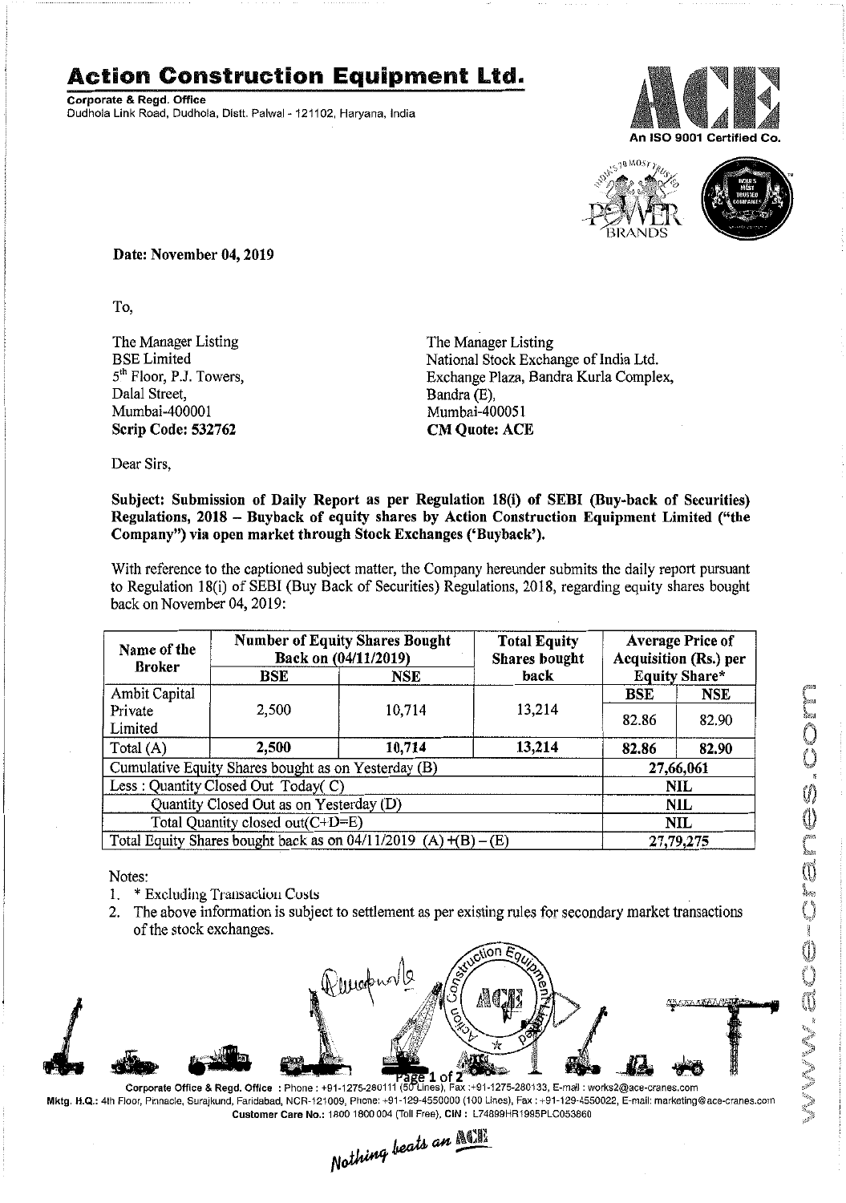# Action Construction Equipment Ltd.

**Corporate & Regd. Office**
Dudhola Link Road, Dudhola, Distt. Palwal - 121102, Haryana, India

An ISO 9001 Certified Co.

**Date: November 04, 2019**

To,

The Manager Listing
BSE Limited
5th Floor, P.J. Towers,
Dalal Street,
Mumbai-400001
**Scrip Code: 532762**

The Manager Listing
National Stock Exchange of India Ltd.
Exchange Plaza, Bandra Kurla Complex,
Bandra (E),
Mumbai-400051
**CM Quote: ACE**

Dear Sirs,

**Subject: Submission of Daily Report as per Regulation 18(i) of SEBI (Buy-back of Securities) Regulations, 2018 – Buyback of equity shares by Action Construction Equipment Limited ("the Company") via open market through Stock Exchanges ('Buyback').**

With reference to the captioned subject matter, the Company hereunder submits the daily report pursuant to Regulation 18(i) of SEBI (Buy Back of Securities) Regulations, 2018, regarding equity shares bought back on November 04, 2019:

| Name of the Broker | Number of Equity Shares Bought Back on (04/11/2019) | | Total Equity Shares bought back | Average Price of Acquisition (Rs.) per Equity Share* | |
|---|---|---|---|---|---|
| | BSE | NSE | | BSE | NSE |
| Ambit Capital Private Limited | 2,500 | 10,714 | 13,214 | 82.86 | 82.90 |
| **Total (A)** | **2,500** | **10,714** | **13,214** | **82.86** | **82.90** |
| Cumulative Equity Shares bought as on Yesterday (B) | | | | **27,66,061** | |
| Less : Quantity Closed Out Today( C) | | | | **NIL** | |
| Quantity Closed Out as on Yesterday (D) | | | | **NIL** | |
| Total Quantity closed out(C+D=E) | | | | **NIL** | |
| Total Equity Shares bought back as on 04/11/2019 (A) +(B) – (E) | | | | **27,79,275** | |

Notes:

1. * Excluding Transaction Costs
2. The above information is subject to settlement as per existing rules for secondary market transactions of the stock exchanges.

Corporate Office & Regd. Office : Phone : +91-1275-280111 (50 Lines), Fax :+91-1275-280133, E-mail : works2@ace-cranes.com
Mktg. H.Q.: 4th Floor, Pinnacle, Surajkund, Faridabad, NCR-121009, Phone: +91-129-4550000 (100 Lines), Fax : +91-129-4550022, E-mail: marketing@ace-cranes.com
Customer Care No.: 1800 1800 004 (Toll Free), CIN : L74899HR1995PLC053860

*Nothing beats an ACE*

www.ace-cranes.com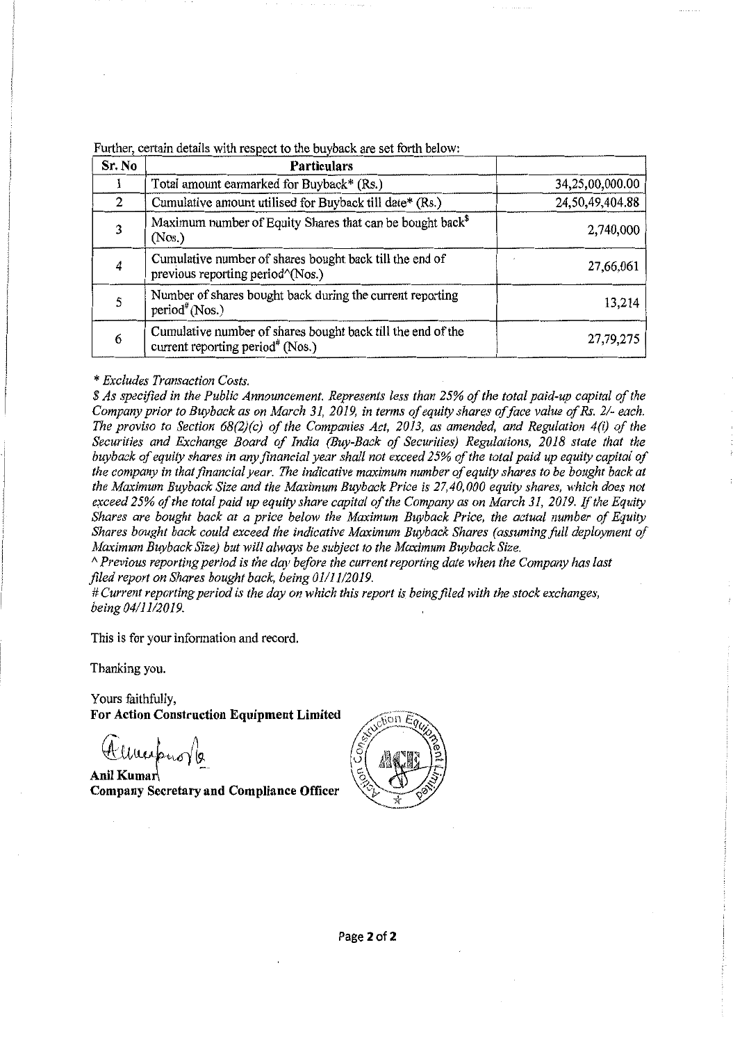Further, certain details with respect to the buyback are set forth below:

| Sr. No | Particulars | |
|---|---|---|
| 1 | Total amount earmarked for Buyback* (Rs.) | 34,25,00,000.00 |
| 2 | Cumulative amount utilised for Buyback till date* (Rs.) | 24,50,49,404.88 |
| 3 | Maximum number of Equity Shares that can be bought back$ (Nos.) | 2,740,000 |
| 4 | Cumulative number of shares bought back till the end of previous reporting period^(Nos.) | 27,66,061 |
| 5 | Number of shares bought back during the current reporting period# (Nos.) | 13,214 |
| 6 | Cumulative number of shares bought back till the end of the current reporting period# (Nos.) | 27,79,275 |

*\* Excludes Transaction Costs.*

*$ As specified in the Public Announcement. Represents less than 25% of the total paid-up capital of the Company prior to Buyback as on March 31, 2019, in terms of equity shares of face value of Rs. 2/- each. The proviso to Section 68(2)(c) of the Companies Act, 2013, as amended, and Regulation 4(i) of the Securities and Exchange Board of India (Buy-Back of Securities) Regulations, 2018 state that the buyback of equity shares in any financial year shall not exceed 25% of the total paid up equity capital of the company in that financial year. The indicative maximum number of equity shares to be bought back at the Maximum Buyback Size and the Maximum Buyback Price is 27,40,000 equity shares, which does not exceed 25% of the total paid up equity share capital of the Company as on March 31, 2019. If the Equity Shares are bought back at a price below the Maximum Buyback Price, the actual number of Equity Shares bought back could exceed the indicative Maximum Buyback Shares (assuming full deployment of Maximum Buyback Size) but will always be subject to the Maximum Buyback Size.*

*^ Previous reporting period is the day before the current reporting date when the Company has last filed report on Shares bought back, being 01/11/2019.*

*# Current reporting period is the day on which this report is being filed with the stock exchanges, being 04/11/2019.*

This is for your information and record.

Thanking you.

Yours faithfully,
**For Action Construction Equipment Limited**

**Anil Kumar**
**Company Secretary and Compliance Officer**